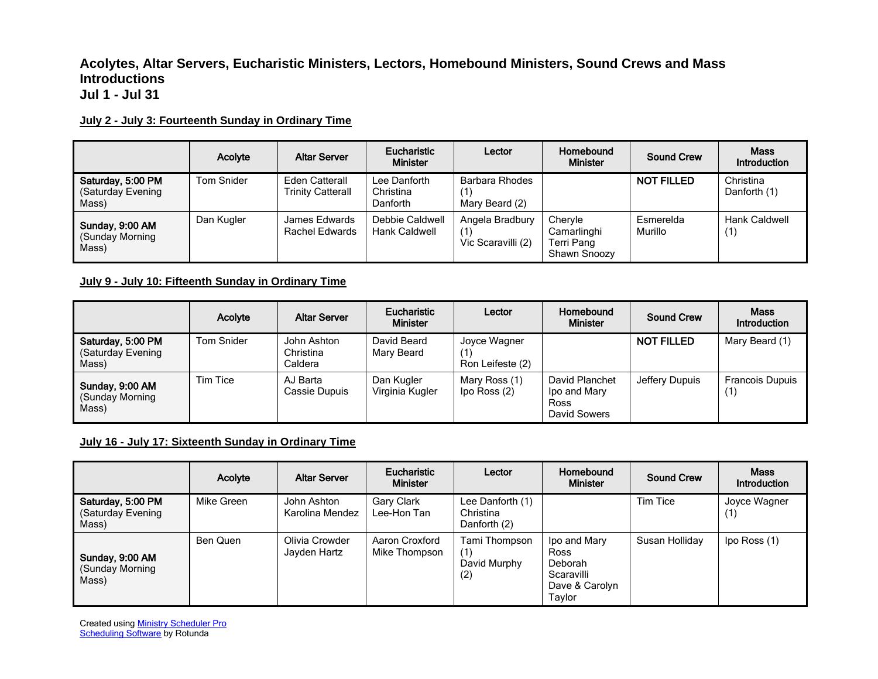# Acolytes, Altar Servers, Eucharistic Ministers, Lectors, Homebound Ministers, Sound Crews and Mass Introductions
# Jul 1 - Jul 31

## July 2 - July 3: Fourteenth Sunday in Ordinary Time

| | Acolyte | Altar Server | Eucharistic Minister | Lector | Homebound Minister | Sound Crew | Mass Introduction |
|---|---|---|---|---|---|---|---|
| **Saturday, 5:00 PM** (Saturday Evening Mass) | Tom Snider | Eden Catterall<br>Trinity Catterall | Lee Danforth<br>Christina Danforth | Barbara Rhodes (1)<br>Mary Beard (2) | | **NOT FILLED** | Christina Danforth (1) |
| **Sunday, 9:00 AM** (Sunday Morning Mass) | Dan Kugler | James Edwards<br>Rachel Edwards | Debbie Caldwell<br>Hank Caldwell | Angela Bradbury (1)<br>Vic Scaravilli (2) | Cheryle Camarlinghi<br>Terri Pang<br>Shawn Snoozy | Esmerelda Murillo | Hank Caldwell (1) |

## July 9 - July 10: Fifteenth Sunday in Ordinary Time

| | Acolyte | Altar Server | Eucharistic Minister | Lector | Homebound Minister | Sound Crew | Mass Introduction |
|---|---|---|---|---|---|---|---|
| **Saturday, 5:00 PM** (Saturday Evening Mass) | Tom Snider | John Ashton<br>Christina Caldera | David Beard<br>Mary Beard | Joyce Wagner (1)<br>Ron Leifeste (2) | | **NOT FILLED** | Mary Beard (1) |
| **Sunday, 9:00 AM** (Sunday Morning Mass) | Tim Tice | AJ Barta<br>Cassie Dupuis | Dan Kugler<br>Virginia Kugler | Mary Ross (1)<br>Ipo Ross (2) | David Planchet<br>Ipo and Mary Ross<br>David Sowers | Jeffery Dupuis | Francois Dupuis (1) |

## July 16 - July 17: Sixteenth Sunday in Ordinary Time

| | Acolyte | Altar Server | Eucharistic Minister | Lector | Homebound Minister | Sound Crew | Mass Introduction |
|---|---|---|---|---|---|---|---|
| **Saturday, 5:00 PM** (Saturday Evening Mass) | Mike Green | John Ashton<br>Karolina Mendez | Gary Clark<br>Lee-Hon Tan | Lee Danforth (1)<br>Christina Danforth (2) | | Tim Tice | Joyce Wagner (1) |
| **Sunday, 9:00 AM** (Sunday Morning Mass) | Ben Quen | Olivia Crowder<br>Jayden Hartz | Aaron Croxford<br>Mike Thompson | Tami Thompson (1)<br>David Murphy (2) | Ipo and Mary Ross<br>Deborah Scaravilli<br>Dave & Carolyn Taylor | Susan Holliday | Ipo Ross (1) |

Created using Ministry Scheduler Pro Scheduling Software by Rotunda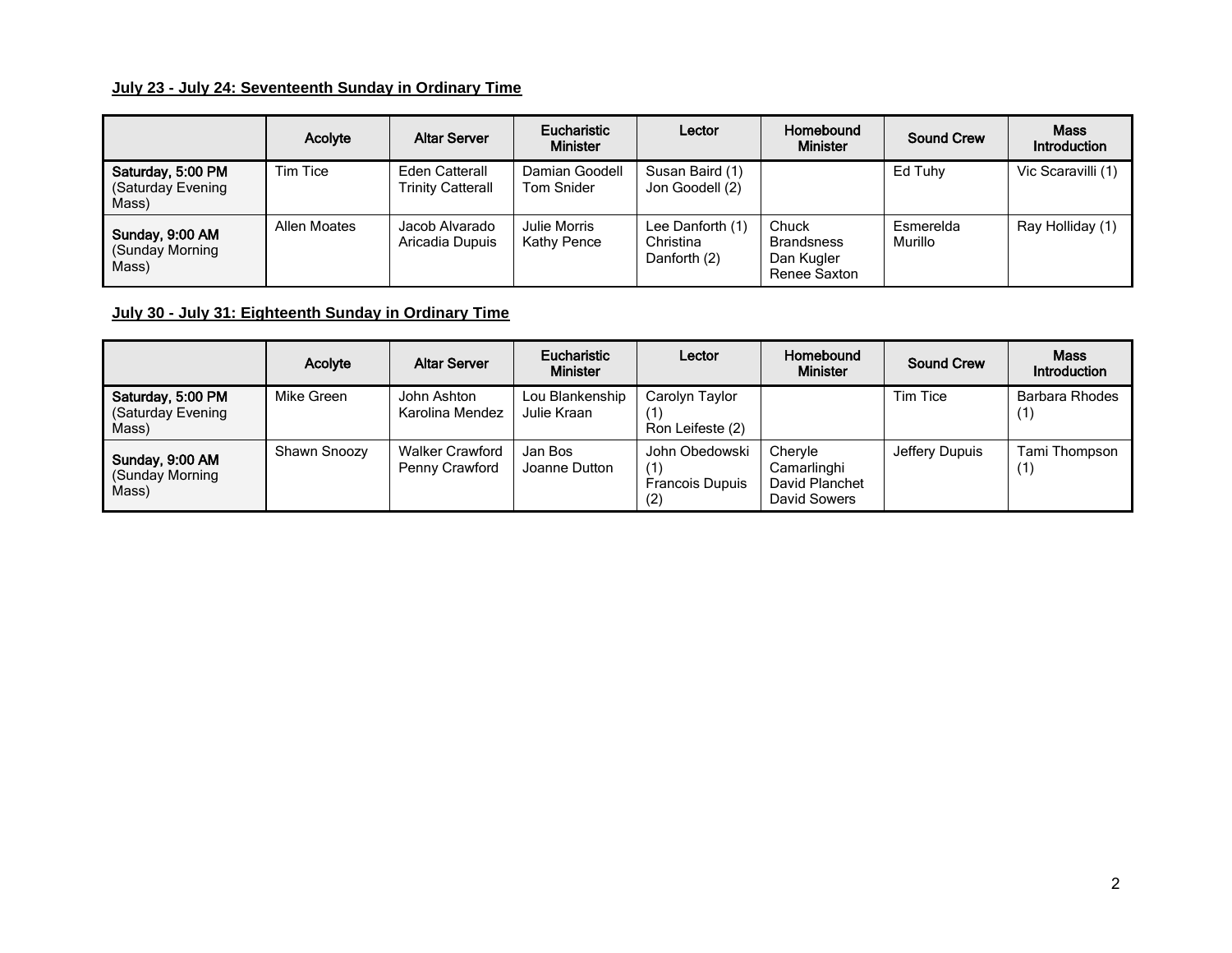**July 23 - July 24: Seventeenth Sunday in Ordinary Time**

| | Acolyte | Altar Server | Eucharistic Minister | Lector | Homebound Minister | Sound Crew | Mass Introduction |
|---|---|---|---|---|---|---|---|
| **Saturday, 5:00 PM** (Saturday Evening Mass) | Tim Tice | Eden Catterall<br>Trinity Catterall | Damian Goodell<br>Tom Snider | Susan Baird (1)<br>Jon Goodell (2) | | Ed Tuhy | Vic Scaravilli (1) |
| **Sunday, 9:00 AM** (Sunday Morning Mass) | Allen Moates | Jacob Alvarado<br>Aricadia Dupuis | Julie Morris<br>Kathy Pence | Lee Danforth (1)<br>Christina Danforth (2) | Chuck Brandsness<br>Dan Kugler<br>Renee Saxton | Esmerelda Murillo | Ray Holliday (1) |

**July 30 - July 31: Eighteenth Sunday in Ordinary Time**

| | Acolyte | Altar Server | Eucharistic Minister | Lector | Homebound Minister | Sound Crew | Mass Introduction |
|---|---|---|---|---|---|---|---|
| **Saturday, 5:00 PM** (Saturday Evening Mass) | Mike Green | John Ashton<br>Karolina Mendez | Lou Blankenship<br>Julie Kraan | Carolyn Taylor (1)<br>Ron Leifeste (2) | | Tim Tice | Barbara Rhodes (1) |
| **Sunday, 9:00 AM** (Sunday Morning Mass) | Shawn Snoozy | Walker Crawford<br>Penny Crawford | Jan Bos<br>Joanne Dutton | John Obedowski (1)<br>Francois Dupuis (2) | Cheryle Camarlinghi<br>David Planchet<br>David Sowers | Jeffery Dupuis | Tami Thompson (1) |